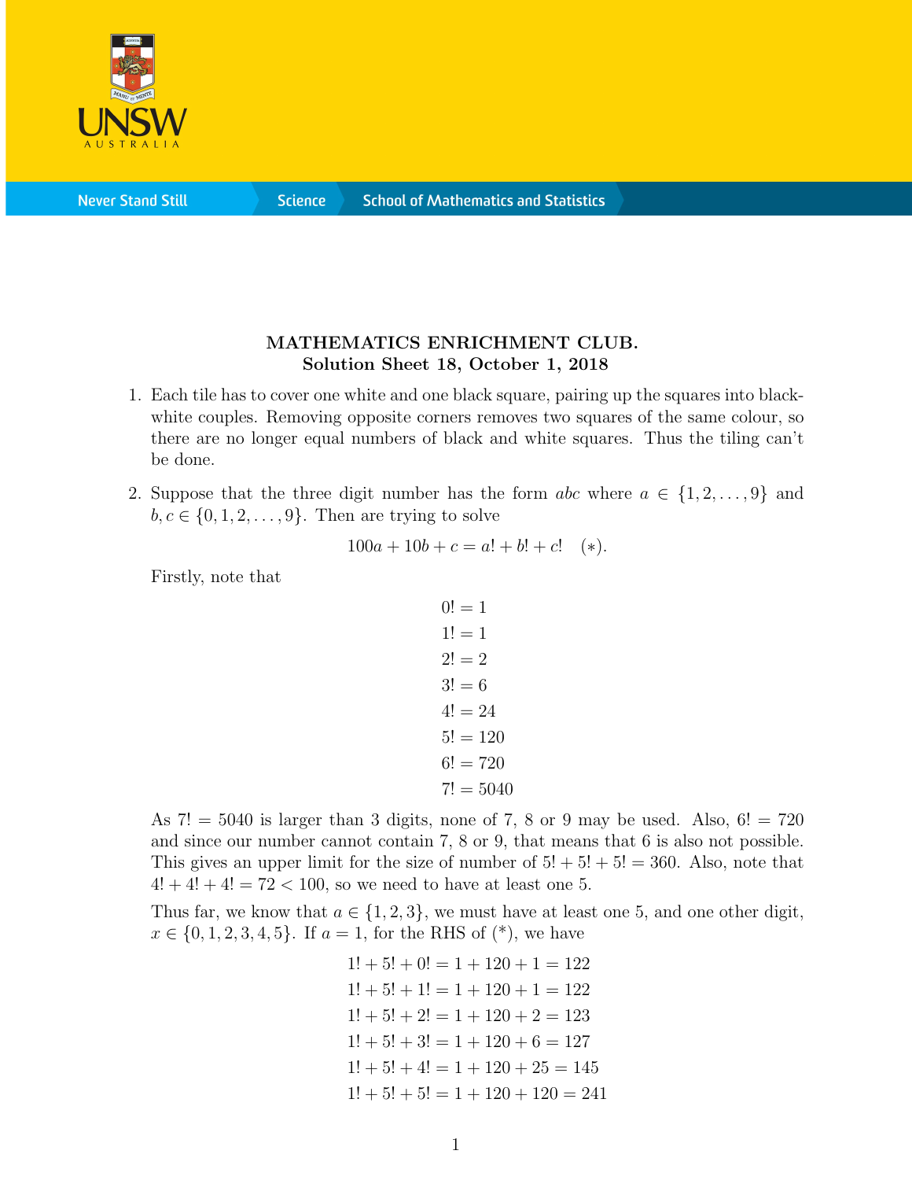**MATHEMATICS ENRICHMENT CLUB.**
**Solution Sheet 18, October 1, 2018**

1. Each tile has to cover one white and one black square, pairing up the squares into black-white couples. Removing opposite corners removes two squares of the same colour, so there are no longer equal numbers of black and white squares. Thus the tiling can't be done.

2. Suppose that the three digit number has the form $abc$ where $a \in \{1, 2, \ldots, 9\}$ and $b, c \in \{0, 1, 2, \ldots, 9\}$. Then are trying to solve

$$100a + 10b + c = a! + b! + c! \quad (*).$$

Firstly, note that

$$\begin{aligned}
0! &= 1 \\
1! &= 1 \\
2! &= 2 \\
3! &= 6 \\
4! &= 24 \\
5! &= 120 \\
6! &= 720 \\
7! &= 5040
\end{aligned}$$

As $7! = 5040$ is larger than 3 digits, none of 7, 8 or 9 may be used. Also, $6! = 720$ and since our number cannot contain 7, 8 or 9, that means that 6 is also not possible. This gives an upper limit for the size of number of $5! + 5! + 5! = 360$. Also, note that $4! + 4! + 4! = 72 < 100$, so we need to have at least one 5.

Thus far, we know that $a \in \{1, 2, 3\}$, we must have at least one 5, and one other digit, $x \in \{0, 1, 2, 3, 4, 5\}$. If $a = 1$, for the RHS of (*), we have

$$\begin{aligned}
1! + 5! + 0! &= 1 + 120 + 1 = 122 \\
1! + 5! + 1! &= 1 + 120 + 1 = 122 \\
1! + 5! + 2! &= 1 + 120 + 2 = 123 \\
1! + 5! + 3! &= 1 + 120 + 6 = 127 \\
1! + 5! + 4! &= 1 + 120 + 25 = 145 \\
1! + 5! + 5! &= 1 + 120 + 120 = 241
\end{aligned}$$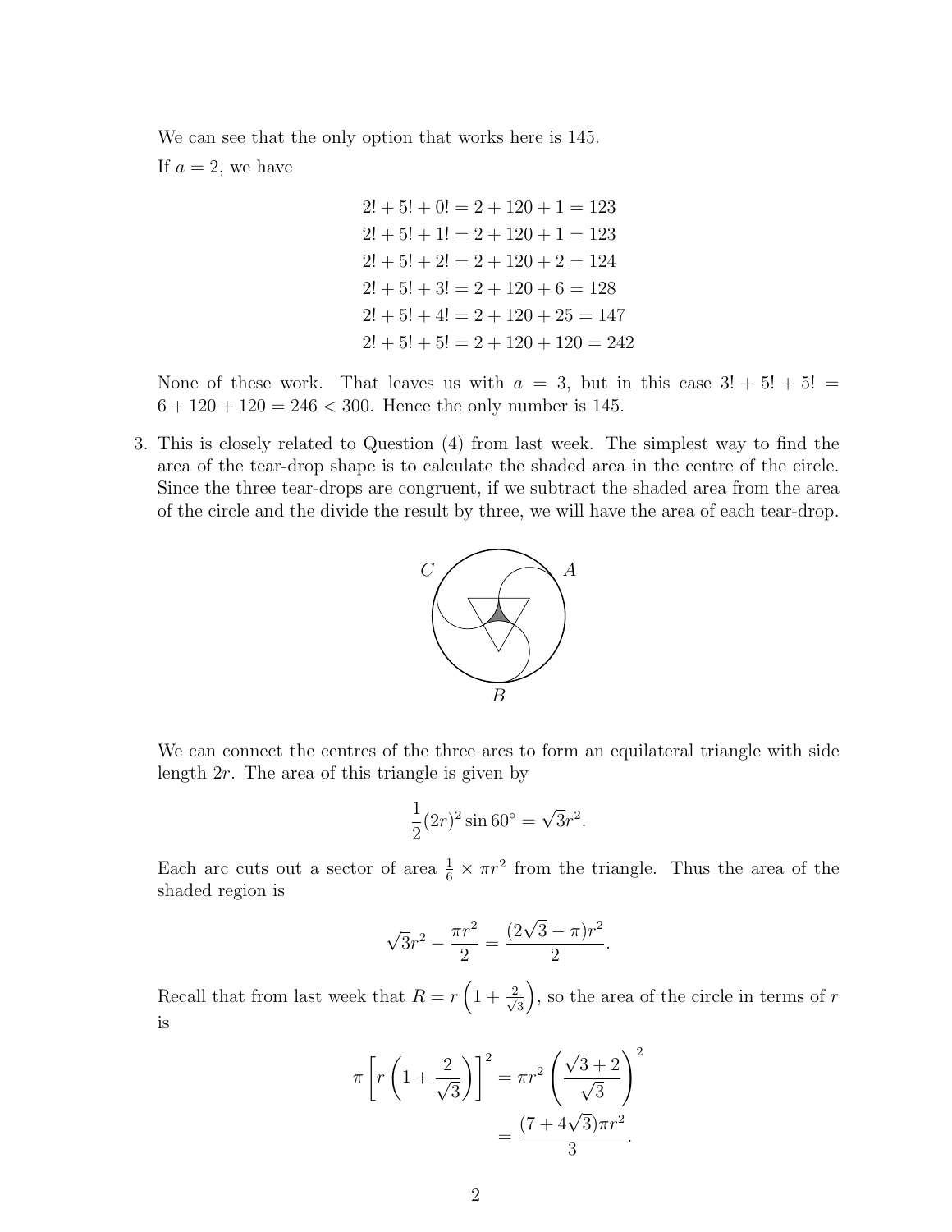We can see that the only option that works here is 145.

If $a = 2$, we have

$$
\begin{aligned}
2! + 5! + 0! &= 2 + 120 + 1 = 123 \\
2! + 5! + 1! &= 2 + 120 + 1 = 123 \\
2! + 5! + 2! &= 2 + 120 + 2 = 124 \\
2! + 5! + 3! &= 2 + 120 + 6 = 128 \\
2! + 5! + 4! &= 2 + 120 + 25 = 147 \\
2! + 5! + 5! &= 2 + 120 + 120 = 242
\end{aligned}
$$

None of these work. That leaves us with $a = 3$, but in this case $3! + 5! + 5! = 6 + 120 + 120 = 246 < 300$. Hence the only number is 145.

3. This is closely related to Question (4) from last week. The simplest way to find the area of the tear-drop shape is to calculate the shaded area in the centre of the circle. Since the three tear-drops are congruent, if we subtract the shaded area from the area of the circle and the divide the result by three, we will have the area of each tear-drop.

We can connect the centres of the three arcs to form an equilateral triangle with side length $2r$. The area of this triangle is given by

$$\frac{1}{2}(2r)^2 \sin 60^\circ = \sqrt{3}r^2.$$

Each arc cuts out a sector of area $\frac{1}{6} \times \pi r^2$ from the triangle. Thus the area of the shaded region is

$$\sqrt{3}r^2 - \frac{\pi r^2}{2} = \frac{(2\sqrt{3} - \pi)r^2}{2}.$$

Recall that from last week that $R = r\left(1 + \frac{2}{\sqrt{3}}\right)$, so the area of the circle in terms of $r$ is

$$
\begin{aligned}
\pi\left[r\left(1 + \frac{2}{\sqrt{3}}\right)\right]^2 &= \pi r^2 \left(\frac{\sqrt{3} + 2}{\sqrt{3}}\right)^2 \\
&= \frac{(7 + 4\sqrt{3})\pi r^2}{3}.
\end{aligned}
$$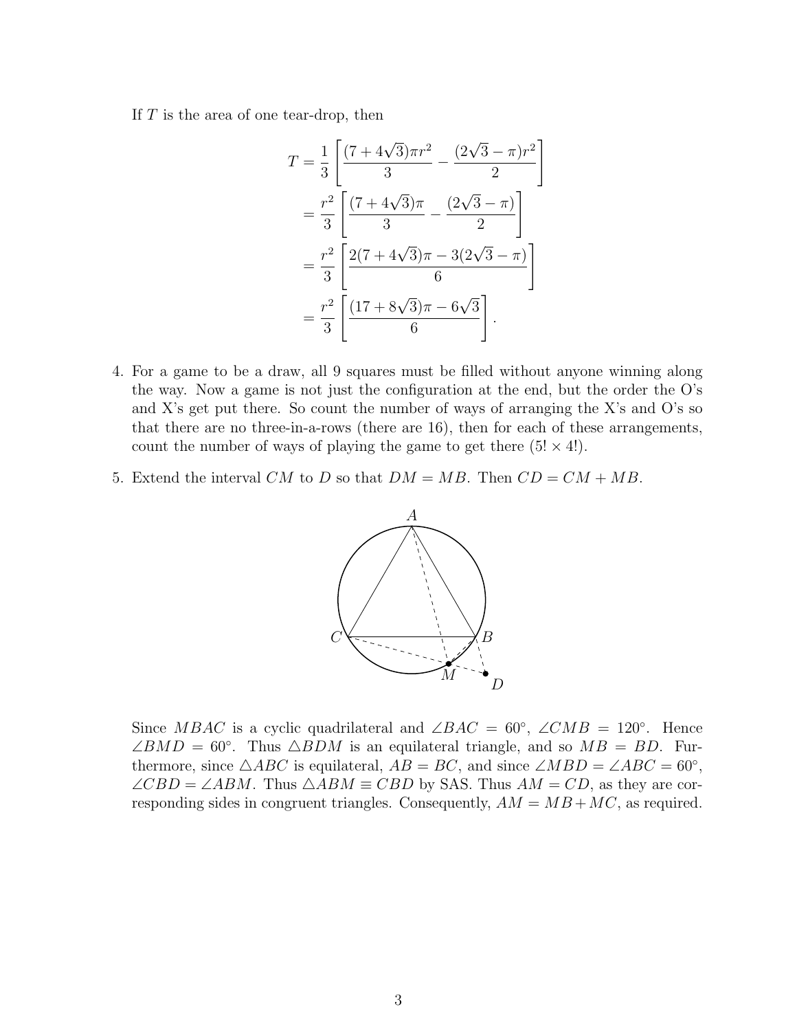If $T$ is the area of one tear-drop, then

$$
\begin{aligned}
T &= \frac{1}{3}\left[\frac{(7+4\sqrt{3})\pi r^2}{3} - \frac{(2\sqrt{3}-\pi)r^2}{2}\right] \\
&= \frac{r^2}{3}\left[\frac{(7+4\sqrt{3})\pi}{3} - \frac{(2\sqrt{3}-\pi)}{2}\right] \\
&= \frac{r^2}{3}\left[\frac{2(7+4\sqrt{3})\pi - 3(2\sqrt{3}-\pi)}{6}\right] \\
&= \frac{r^2}{3}\left[\frac{(17+8\sqrt{3})\pi - 6\sqrt{3}}{6}\right].
\end{aligned}
$$

4. For a game to be a draw, all 9 squares must be filled without anyone winning along the way. Now a game is not just the configuration at the end, but the order the O's and X's get put there. So count the number of ways of arranging the X's and O's so that there are no three-in-a-rows (there are 16), then for each of these arrangements, count the number of ways of playing the game to get there ($5! \times 4!$).

5. Extend the interval $CM$ to $D$ so that $DM = MB$. Then $CD = CM + MB$.

   Since $MBAC$ is a cyclic quadrilateral and $\angle BAC = 60^\circ$, $\angle CMB = 120^\circ$. Hence $\angle BMD = 60^\circ$. Thus $\triangle BDM$ is an equilateral triangle, and so $MB = BD$. Furthermore, since $\triangle ABC$ is equilateral, $AB = BC$, and since $\angle MBD = \angle ABC = 60^\circ$, $\angle CBD = \angle ABM$. Thus $\triangle ABM \equiv CBD$ by SAS. Thus $AM = CD$, as they are corresponding sides in congruent triangles. Consequently, $AM = MB + MC$, as required.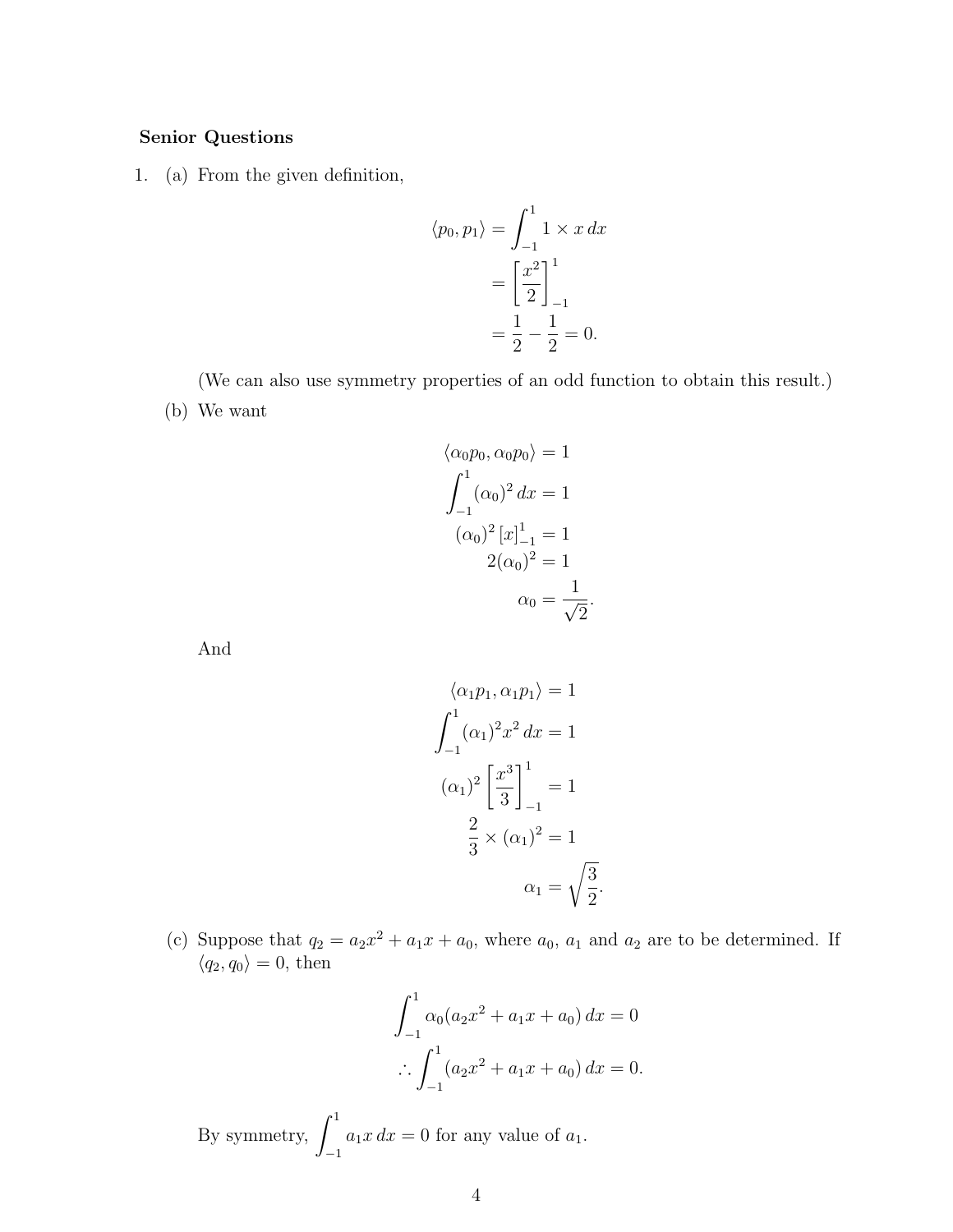**Senior Questions**

1. (a) From the given definition,

$$\begin{aligned}\langle p_0, p_1 \rangle &= \int_{-1}^{1} 1 \times x \, dx \\ &= \left[\frac{x^2}{2}\right]_{-1}^{1} \\ &= \frac{1}{2} - \frac{1}{2} = 0.\end{aligned}$$

(We can also use symmetry properties of an odd function to obtain this result.)

(b) We want

$$\begin{aligned}\langle \alpha_0 p_0, \alpha_0 p_0 \rangle &= 1 \\ \int_{-1}^{1} (\alpha_0)^2 \, dx &= 1 \\ (\alpha_0)^2 \left[x\right]_{-1}^{1} &= 1 \\ 2(\alpha_0)^2 &= 1 \\ \alpha_0 &= \frac{1}{\sqrt{2}}.\end{aligned}$$

And

$$\begin{aligned}\langle \alpha_1 p_1, \alpha_1 p_1 \rangle &= 1 \\ \int_{-1}^{1} (\alpha_1)^2 x^2 \, dx &= 1 \\ (\alpha_1)^2 \left[\frac{x^3}{3}\right]_{-1}^{1} &= 1 \\ \frac{2}{3} \times (\alpha_1)^2 &= 1 \\ \alpha_1 &= \sqrt{\frac{3}{2}}.\end{aligned}$$

(c) Suppose that $q_2 = a_2x^2 + a_1x + a_0$, where $a_0$, $a_1$ and $a_2$ are to be determined. If $\langle q_2, q_0 \rangle = 0$, then

$$\begin{aligned}\int_{-1}^{1} \alpha_0 (a_2x^2 + a_1x + a_0) \, dx &= 0 \\ \therefore \int_{-1}^{1} (a_2x^2 + a_1x + a_0) \, dx &= 0.\end{aligned}$$

By symmetry, $\int_{-1}^{1} a_1 x \, dx = 0$ for any value of $a_1$.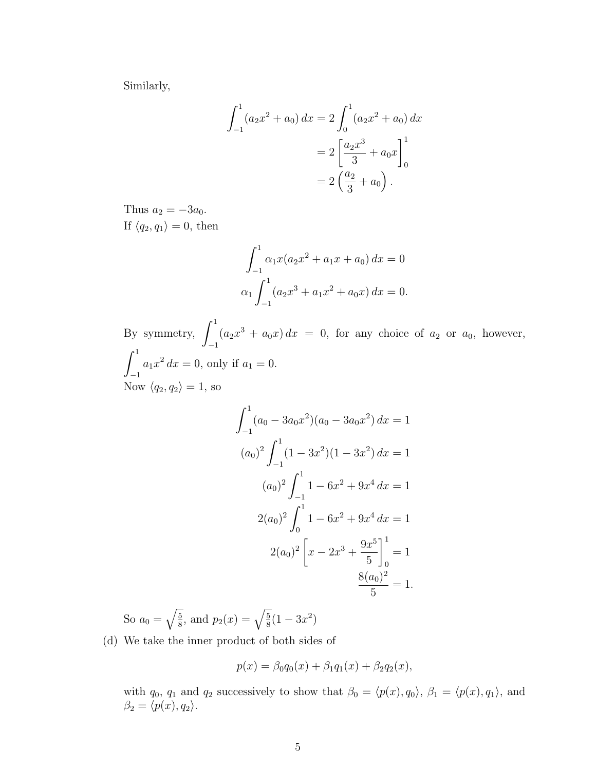Similarly,

$$\begin{aligned}
\int_{-1}^{1} (a_2 x^2 + a_0)\, dx &= 2 \int_0^1 (a_2 x^2 + a_0)\, dx \\
&= 2 \left[ \frac{a_2 x^3}{3} + a_0 x \right]_0^1 \\
&= 2 \left( \frac{a_2}{3} + a_0 \right).
\end{aligned}$$

Thus $a_2 = -3a_0$.

If $\langle q_2, q_1 \rangle = 0$, then

$$\begin{aligned}
\int_{-1}^{1} \alpha_1 x (a_2 x^2 + a_1 x + a_0)\, dx &= 0 \\
\alpha_1 \int_{-1}^{1} (a_2 x^3 + a_1 x^2 + a_0 x)\, dx &= 0.
\end{aligned}$$

By symmetry, $\int_{-1}^{1} (a_2 x^3 + a_0 x)\, dx = 0$, for any choice of $a_2$ or $a_0$, however, $\int_{-1}^{1} a_1 x^2\, dx = 0$, only if $a_1 = 0$.

Now $\langle q_2, q_2 \rangle = 1$, so

$$\begin{aligned}
\int_{-1}^{1} (a_0 - 3a_0 x^2)(a_0 - 3a_0 x^2)\, dx &= 1 \\
(a_0)^2 \int_{-1}^{1} (1 - 3x^2)(1 - 3x^2)\, dx &= 1 \\
(a_0)^2 \int_{-1}^{1} 1 - 6x^2 + 9x^4\, dx &= 1 \\
2(a_0)^2 \int_{0}^{1} 1 - 6x^2 + 9x^4\, dx &= 1 \\
2(a_0)^2 \left[ x - 2x^3 + \frac{9x^5}{5} \right]_0^1 &= 1 \\
\frac{8(a_0)^2}{5} &= 1.
\end{aligned}$$

So $a_0 = \sqrt{\frac{5}{8}}$, and $p_2(x) = \sqrt{\frac{5}{8}}(1 - 3x^2)$

(d) We take the inner product of both sides of

$$p(x) = \beta_0 q_0(x) + \beta_1 q_1(x) + \beta_2 q_2(x),$$

with $q_0$, $q_1$ and $q_2$ successively to show that $\beta_0 = \langle p(x), q_0 \rangle$, $\beta_1 = \langle p(x), q_1 \rangle$, and $\beta_2 = \langle p(x), q_2 \rangle$.